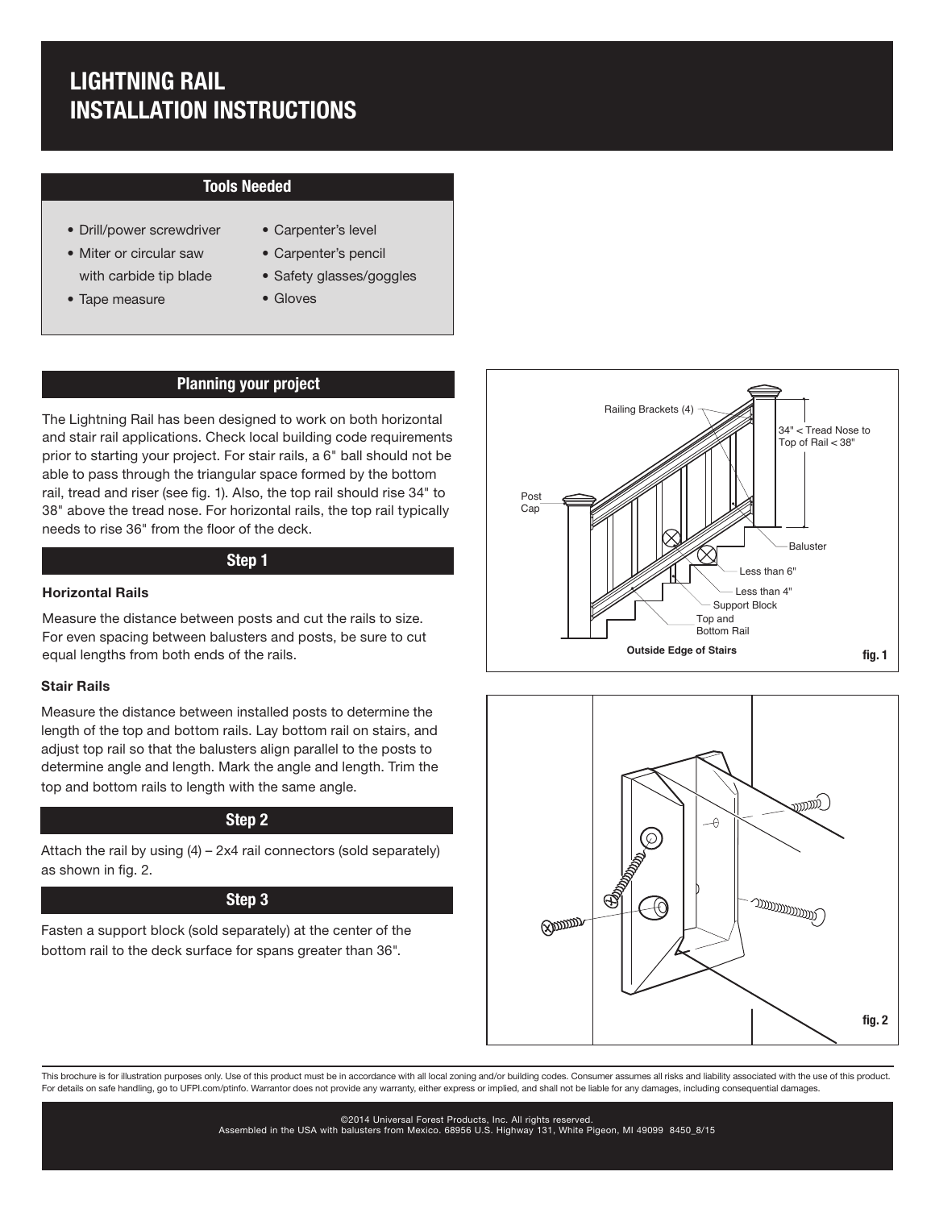# LIGHTNING RAIL INSTALLATION INSTRUCTIONS

## Tools Needed

- Drill/power screwdriver
- Miter or circular saw with carbide tip blade
- Tape measure
- Carpenter's level
- Carpenter's pencil
- Safety glasses/goggles
- Gloves

## Planning your project

The Lightning Rail has been designed to work on both horizontal and stair rail applications. Check local building code requirements prior to starting your project. For stair rails, a 6" ball should not be able to pass through the triangular space formed by the bottom rail, tread and riser (see fig. 1). Also, the top rail should rise 34" to 38" above the tread nose. For horizontal rails, the top rail typically needs to rise 36" from the floor of the deck.

fig. 1

## Step 1

### Horizontal Rails

Measure the distance between posts and cut the rails to size. For even spacing between balusters and posts, be sure to cut equal lengths from both ends of the rails.

### Stair Rails

Measure the distance between installed posts to determine the length of the top and bottom rails. Lay bottom rail on stairs, and adjust top rail so that the balusters align parallel to the posts to determine angle and length. Mark the angle and length. Trim the top and bottom rails to length with the same angle.

## Step 2

Attach the rail by using (4) – 2x4 rail connectors (sold separately) as shown in fig. 2.

fig. 2

## Step 3

Fasten a support block (sold separately) at the center of the bottom rail to the deck surface for spans greater than 36".

This brochure is for illustration purposes only. Use of this product must be in accordance with all local zoning and/or building codes. Consumer assumes all risks and liability associated with the use of this product. For details on safe handling, go to UFPI.com/ptinfo. Warrantor does not provide any warranty, either express or implied, and shall not be liable for any damages, including consequential damages.

©2014 Universal Forest Products, Inc. All rights reserved.
Assembled in the USA with balusters from Mexico. 68956 U.S. Highway 131, White Pigeon, MI 49099 8450_8/15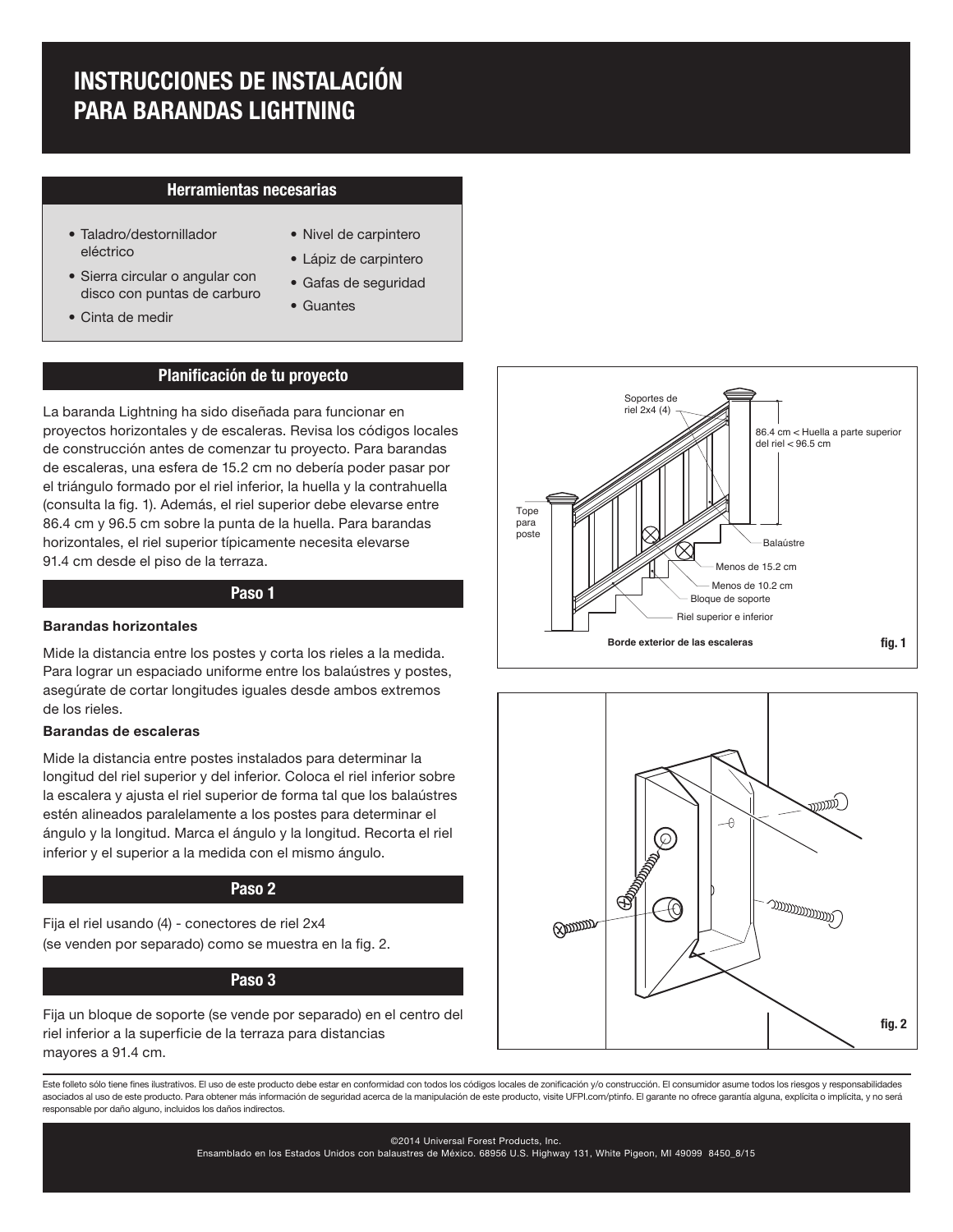# INSTRUCCIONES DE INSTALACIÓN PARA BARANDAS LIGHTNING

## Herramientas necesarias

- Taladro/destornillador eléctrico
- Sierra circular o angular con disco con puntas de carburo
- Cinta de medir
- Nivel de carpintero
- Lápiz de carpintero
- Gafas de seguridad
- Guantes

## Planificación de tu proyecto

La baranda Lightning ha sido diseñada para funcionar en proyectos horizontales y de escaleras. Revisa los códigos locales de construcción antes de comenzar tu proyecto. Para barandas de escaleras, una esfera de 15.2 cm no debería poder pasar por el triángulo formado por el riel inferior, la huella y la contrahuella (consulta la fig. 1). Además, el riel superior debe elevarse entre 86.4 cm y 96.5 cm sobre la punta de la huella. Para barandas horizontales, el riel superior típicamente necesita elevarse 91.4 cm desde el piso de la terraza.

Soportes de riel 2x4 (4)

86.4 cm < Huella a parte superior del riel < 96.5 cm

Tope para poste

Balaústre

Menos de 15.2 cm

Menos de 10.2 cm

Bloque de soporte

Riel superior e inferior

Borde exterior de las escaleras

fig. 1

## Paso 1

**Barandas horizontales**

Mide la distancia entre los postes y corta los rieles a la medida. Para lograr un espaciado uniforme entre los balaústres y postes, asegúrate de cortar longitudes iguales desde ambos extremos de los rieles.

**Barandas de escaleras**

Mide la distancia entre postes instalados para determinar la longitud del riel superior y del inferior. Coloca el riel inferior sobre la escalera y ajusta el riel superior de forma tal que los balaústres estén alineados paralelamente a los postes para determinar el ángulo y la longitud. Marca el ángulo y la longitud. Recorta el riel inferior y el superior a la medida con el mismo ángulo.

## Paso 2

Fija el riel usando (4) - conectores de riel 2x4 (se venden por separado) como se muestra en la fig. 2.

fig. 2

## Paso 3

Fija un bloque de soporte (se vende por separado) en el centro del riel inferior a la superficie de la terraza para distancias mayores a 91.4 cm.

Este folleto sólo tiene fines ilustrativos. El uso de este producto debe estar en conformidad con todos los códigos locales de zonificación y/o construcción. El consumidor asume todos los riesgos y responsabilidades asociados al uso de este producto. Para obtener más información de seguridad acerca de la manipulación de este producto, visite UFPI.com/ptinfo. El garante no ofrece garantía alguna, explícita o implícita, y no será responsable por daño alguno, incluidos los daños indirectos.

©2014 Universal Forest Products, Inc.
Ensamblado en los Estados Unidos con balaustres de México. 68956 U.S. Highway 131, White Pigeon, MI 49099 8450_8/15